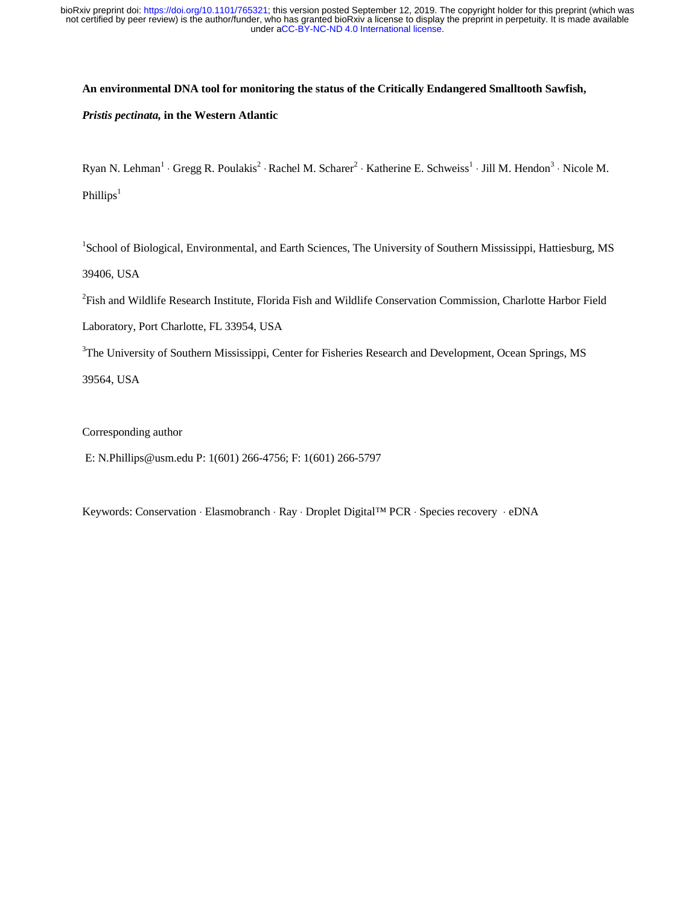# An environmental DNA tool for monitoring the status of the Critically Endangered Smalltooth Sawfish, *Pristis pectinata*, in the Western Atlantic

Ryan N. Lehman[1] · Gregg R. Poulakis[2] · Rachel M. Scharer[2] · Katherine E. Schweiss[1] · Jill M. Hendon[3] · Nicole M. Phillips[1]

[1]School of Biological, Environmental, and Earth Sciences, The University of Southern Mississippi, Hattiesburg, MS 39406, USA

[2]Fish and Wildlife Research Institute, Florida Fish and Wildlife Conservation Commission, Charlotte Harbor Field Laboratory, Port Charlotte, FL 33954, USA

[3]The University of Southern Mississippi, Center for Fisheries Research and Development, Ocean Springs, MS 39564, USA

Corresponding author

E: N.Phillips@usm.edu P: 1(601) 266-4756; F: 1(601) 266-5797

Keywords: Conservation · Elasmobranch · Ray · Droplet Digital™ PCR · Species recovery · eDNA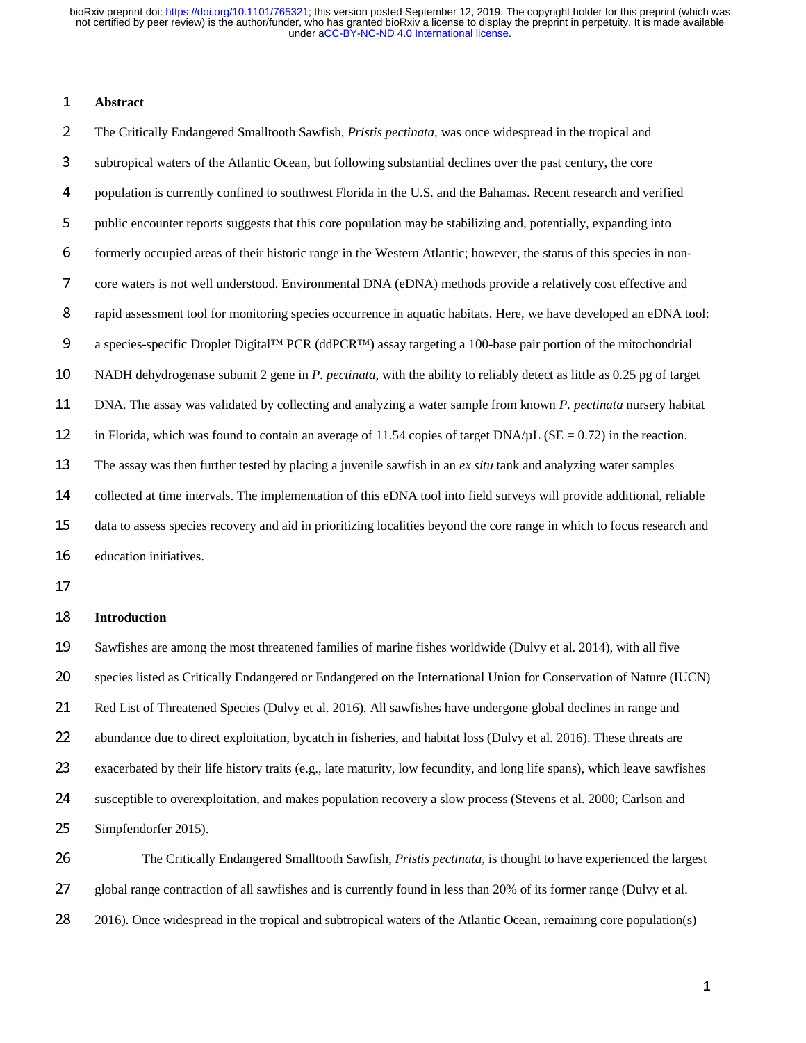## Abstract

The Critically Endangered Smalltooth Sawfish, *Pristis pectinata*, was once widespread in the tropical and subtropical waters of the Atlantic Ocean, but following substantial declines over the past century, the core population is currently confined to southwest Florida in the U.S. and the Bahamas. Recent research and verified public encounter reports suggests that this core population may be stabilizing and, potentially, expanding into formerly occupied areas of their historic range in the Western Atlantic; however, the status of this species in non-core waters is not well understood. Environmental DNA (eDNA) methods provide a relatively cost effective and rapid assessment tool for monitoring species occurrence in aquatic habitats. Here, we have developed an eDNA tool: a species-specific Droplet Digital™ PCR (ddPCR™) assay targeting a 100-base pair portion of the mitochondrial NADH dehydrogenase subunit 2 gene in *P. pectinata*, with the ability to reliably detect as little as 0.25 pg of target DNA. The assay was validated by collecting and analyzing a water sample from known *P. pectinata* nursery habitat in Florida, which was found to contain an average of 11.54 copies of target DNA/µL (SE = 0.72) in the reaction. The assay was then further tested by placing a juvenile sawfish in an *ex situ* tank and analyzing water samples collected at time intervals. The implementation of this eDNA tool into field surveys will provide additional, reliable data to assess species recovery and aid in prioritizing localities beyond the core range in which to focus research and education initiatives.

## Introduction

Sawfishes are among the most threatened families of marine fishes worldwide (Dulvy et al. 2014), with all five species listed as Critically Endangered or Endangered on the International Union for Conservation of Nature (IUCN) Red List of Threatened Species (Dulvy et al. 2016). All sawfishes have undergone global declines in range and abundance due to direct exploitation, bycatch in fisheries, and habitat loss (Dulvy et al. 2016). These threats are exacerbated by their life history traits (e.g., late maturity, low fecundity, and long life spans), which leave sawfishes susceptible to overexploitation, and makes population recovery a slow process (Stevens et al. 2000; Carlson and Simpfendorfer 2015).

The Critically Endangered Smalltooth Sawfish, *Pristis pectinata*, is thought to have experienced the largest global range contraction of all sawfishes and is currently found in less than 20% of its former range (Dulvy et al. 2016). Once widespread in the tropical and subtropical waters of the Atlantic Ocean, remaining core population(s)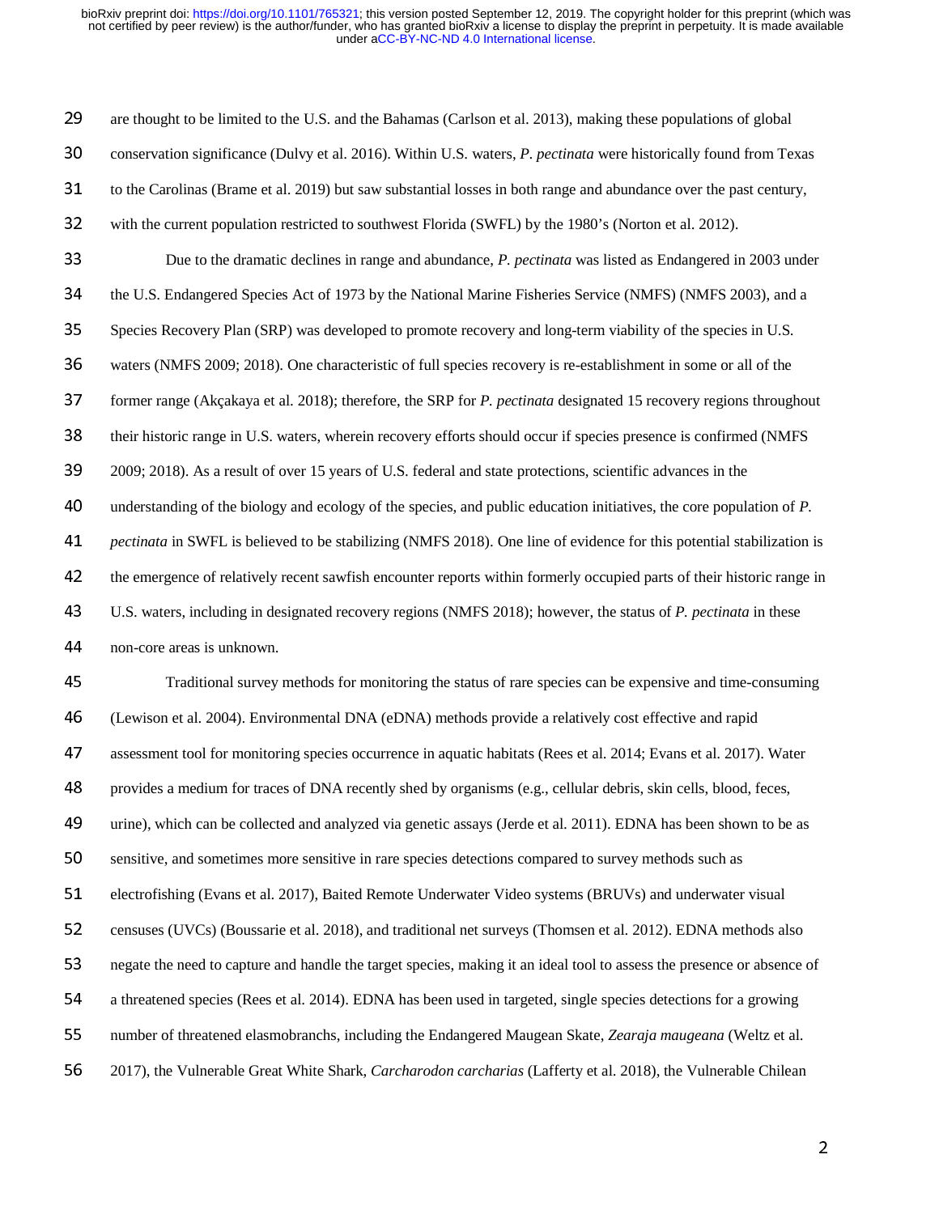are thought to be limited to the U.S. and the Bahamas (Carlson et al. 2013), making these populations of global conservation significance (Dulvy et al. 2016). Within U.S. waters, *P. pectinata* were historically found from Texas to the Carolinas (Brame et al. 2019) but saw substantial losses in both range and abundance over the past century, with the current population restricted to southwest Florida (SWFL) by the 1980's (Norton et al. 2012).

Due to the dramatic declines in range and abundance, *P. pectinata* was listed as Endangered in 2003 under the U.S. Endangered Species Act of 1973 by the National Marine Fisheries Service (NMFS) (NMFS 2003), and a Species Recovery Plan (SRP) was developed to promote recovery and long-term viability of the species in U.S. waters (NMFS 2009; 2018). One characteristic of full species recovery is re-establishment in some or all of the former range (Akçakaya et al. 2018); therefore, the SRP for *P. pectinata* designated 15 recovery regions throughout their historic range in U.S. waters, wherein recovery efforts should occur if species presence is confirmed (NMFS 2009; 2018). As a result of over 15 years of U.S. federal and state protections, scientific advances in the understanding of the biology and ecology of the species, and public education initiatives, the core population of *P. pectinata* in SWFL is believed to be stabilizing (NMFS 2018). One line of evidence for this potential stabilization is the emergence of relatively recent sawfish encounter reports within formerly occupied parts of their historic range in U.S. waters, including in designated recovery regions (NMFS 2018); however, the status of *P. pectinata* in these non-core areas is unknown.

Traditional survey methods for monitoring the status of rare species can be expensive and time-consuming (Lewison et al. 2004). Environmental DNA (eDNA) methods provide a relatively cost effective and rapid assessment tool for monitoring species occurrence in aquatic habitats (Rees et al. 2014; Evans et al. 2017). Water provides a medium for traces of DNA recently shed by organisms (e.g., cellular debris, skin cells, blood, feces, urine), which can be collected and analyzed via genetic assays (Jerde et al. 2011). EDNA has been shown to be as sensitive, and sometimes more sensitive in rare species detections compared to survey methods such as electrofishing (Evans et al. 2017), Baited Remote Underwater Video systems (BRUVs) and underwater visual censuses (UVCs) (Boussarie et al. 2018), and traditional net surveys (Thomsen et al. 2012). EDNA methods also negate the need to capture and handle the target species, making it an ideal tool to assess the presence or absence of a threatened species (Rees et al. 2014). EDNA has been used in targeted, single species detections for a growing number of threatened elasmobranchs, including the Endangered Maugean Skate, *Zearaja maugeana* (Weltz et al. 2017), the Vulnerable Great White Shark, *Carcharodon carcharias* (Lafferty et al. 2018), the Vulnerable Chilean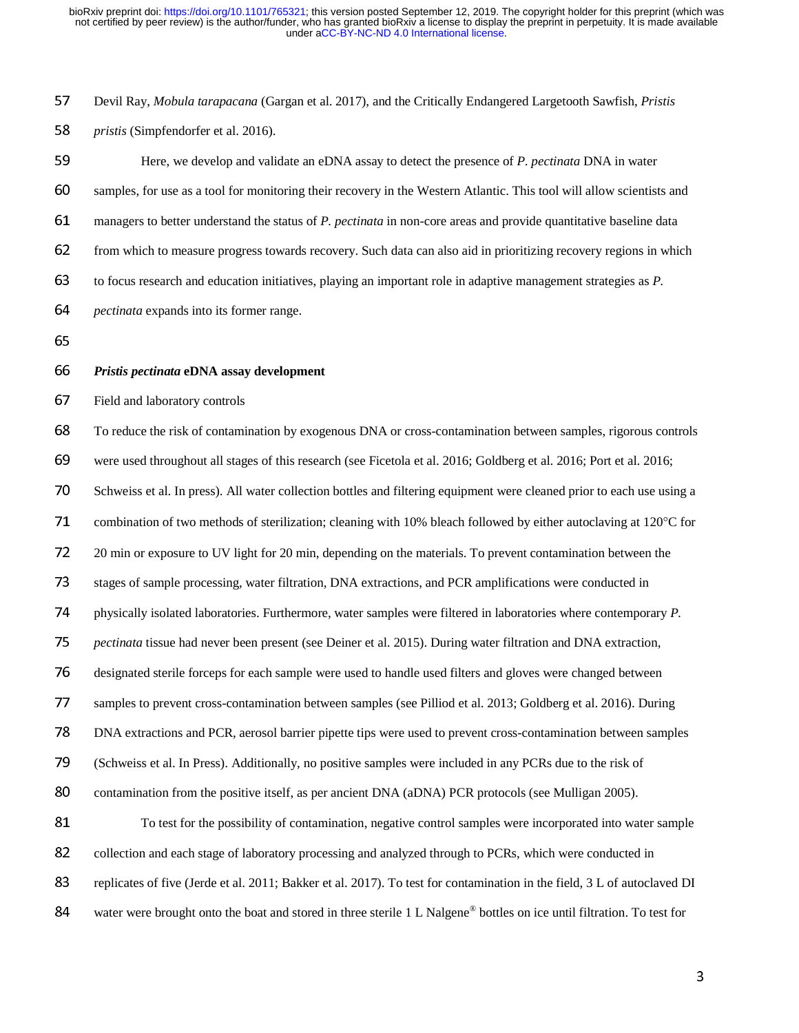Devil Ray, *Mobula tarapacana* (Gargan et al. 2017), and the Critically Endangered Largetooth Sawfish, *Pristis pristis* (Simpfendorfer et al. 2016).

Here, we develop and validate an eDNA assay to detect the presence of *P. pectinata* DNA in water samples, for use as a tool for monitoring their recovery in the Western Atlantic. This tool will allow scientists and managers to better understand the status of *P. pectinata* in non-core areas and provide quantitative baseline data from which to measure progress towards recovery. Such data can also aid in prioritizing recovery regions in which to focus research and education initiatives, playing an important role in adaptive management strategies as *P. pectinata* expands into its former range.

## *Pristis pectinata* eDNA assay development

Field and laboratory controls

To reduce the risk of contamination by exogenous DNA or cross-contamination between samples, rigorous controls were used throughout all stages of this research (see Ficetola et al. 2016; Goldberg et al. 2016; Port et al. 2016; Schweiss et al. In press). All water collection bottles and filtering equipment were cleaned prior to each use using a combination of two methods of sterilization; cleaning with 10% bleach followed by either autoclaving at 120°C for 20 min or exposure to UV light for 20 min, depending on the materials. To prevent contamination between the stages of sample processing, water filtration, DNA extractions, and PCR amplifications were conducted in physically isolated laboratories. Furthermore, water samples were filtered in laboratories where contemporary *P. pectinata* tissue had never been present (see Deiner et al. 2015). During water filtration and DNA extraction, designated sterile forceps for each sample were used to handle used filters and gloves were changed between samples to prevent cross-contamination between samples (see Pilliod et al. 2013; Goldberg et al. 2016). During DNA extractions and PCR, aerosol barrier pipette tips were used to prevent cross-contamination between samples (Schweiss et al. In Press). Additionally, no positive samples were included in any PCRs due to the risk of contamination from the positive itself, as per ancient DNA (aDNA) PCR protocols (see Mulligan 2005).

To test for the possibility of contamination, negative control samples were incorporated into water sample collection and each stage of laboratory processing and analyzed through to PCRs, which were conducted in replicates of five (Jerde et al. 2011; Bakker et al. 2017). To test for contamination in the field, 3 L of autoclaved DI water were brought onto the boat and stored in three sterile 1 L Nalgene® bottles on ice until filtration. To test for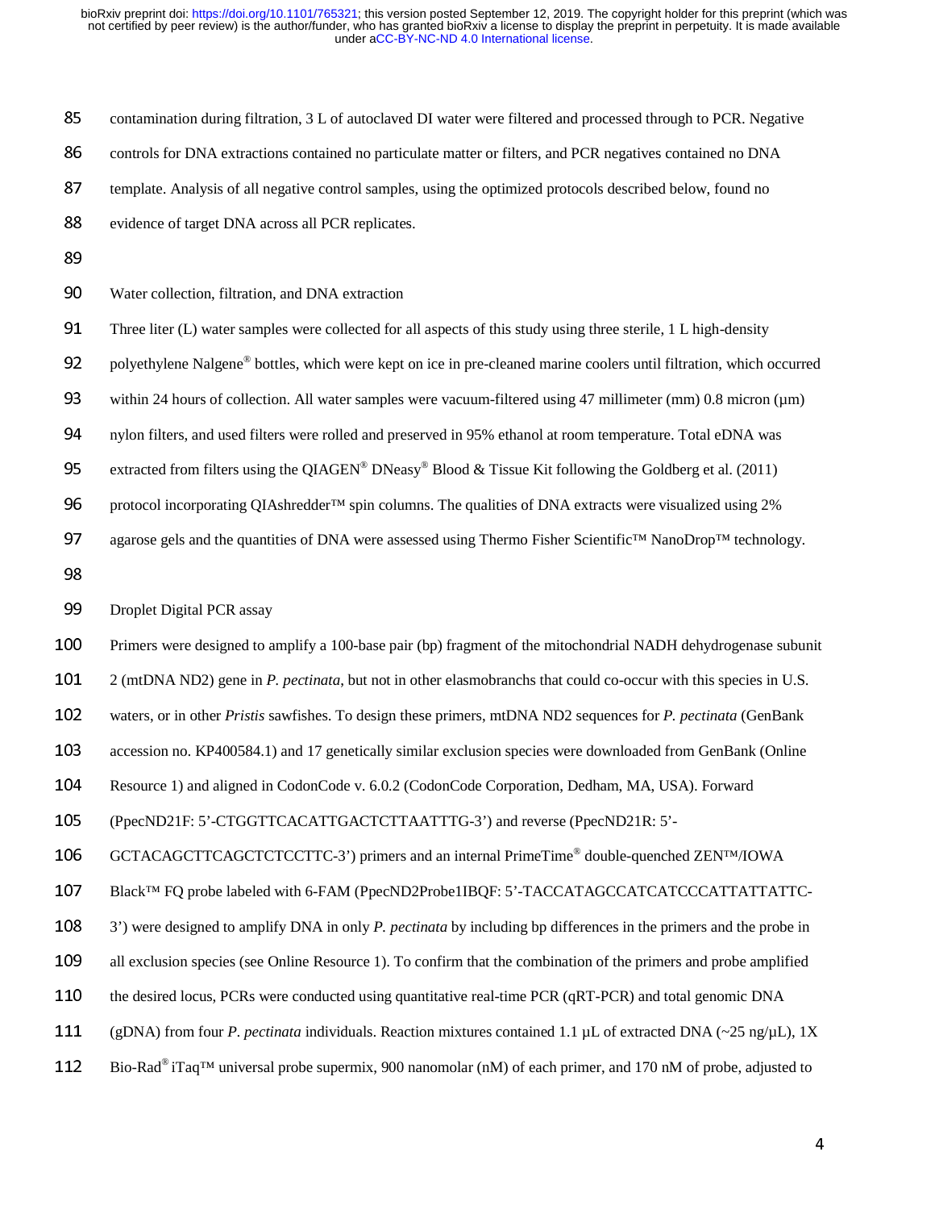contamination during filtration, 3 L of autoclaved DI water were filtered and processed through to PCR. Negative controls for DNA extractions contained no particulate matter or filters, and PCR negatives contained no DNA template. Analysis of all negative control samples, using the optimized protocols described below, found no evidence of target DNA across all PCR replicates.

## Water collection, filtration, and DNA extraction

Three liter (L) water samples were collected for all aspects of this study using three sterile, 1 L high-density polyethylene Nalgene® bottles, which were kept on ice in pre-cleaned marine coolers until filtration, which occurred within 24 hours of collection. All water samples were vacuum-filtered using 47 millimeter (mm) 0.8 micron (µm) nylon filters, and used filters were rolled and preserved in 95% ethanol at room temperature. Total eDNA was extracted from filters using the QIAGEN® DNeasy® Blood & Tissue Kit following the Goldberg et al. (2011) protocol incorporating QIAshredder™ spin columns. The qualities of DNA extracts were visualized using 2% agarose gels and the quantities of DNA were assessed using Thermo Fisher Scientific™ NanoDrop™ technology.

## Droplet Digital PCR assay

Primers were designed to amplify a 100-base pair (bp) fragment of the mitochondrial NADH dehydrogenase subunit 2 (mtDNA ND2) gene in *P. pectinata*, but not in other elasmobranchs that could co-occur with this species in U.S. waters, or in other *Pristis* sawfishes. To design these primers, mtDNA ND2 sequences for *P. pectinata* (GenBank accession no. KP400584.1) and 17 genetically similar exclusion species were downloaded from GenBank (Online Resource 1) and aligned in CodonCode v. 6.0.2 (CodonCode Corporation, Dedham, MA, USA). Forward (PpecND21F: 5'-CTGGTTCACATTGACTCTTAATTTG-3') and reverse (PpecND21R: 5'-GCTACAGCTTCAGCTCTCCTTC-3') primers and an internal PrimeTime® double-quenched ZEN™/IOWA Black™ FQ probe labeled with 6-FAM (PpecND2Probe1IBQF: 5'-TACCATAGCCATCATCCCATTATTATTC-3') were designed to amplify DNA in only *P. pectinata* by including bp differences in the primers and the probe in all exclusion species (see Online Resource 1). To confirm that the combination of the primers and probe amplified the desired locus, PCRs were conducted using quantitative real-time PCR (qRT-PCR) and total genomic DNA (gDNA) from four *P. pectinata* individuals. Reaction mixtures contained 1.1 µL of extracted DNA (~25 ng/µL), 1X Bio-Rad® iTaq™ universal probe supermix, 900 nanomolar (nM) of each primer, and 170 nM of probe, adjusted to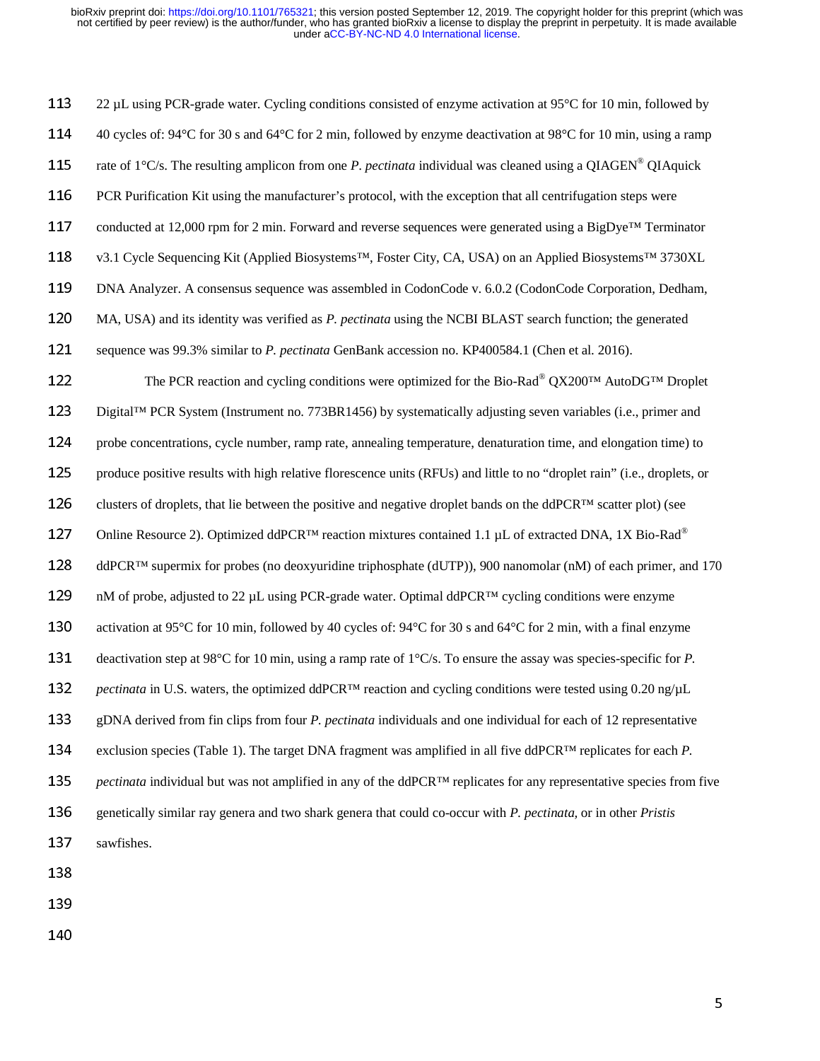22 µL using PCR-grade water. Cycling conditions consisted of enzyme activation at 95°C for 10 min, followed by 40 cycles of: 94°C for 30 s and 64°C for 2 min, followed by enzyme deactivation at 98°C for 10 min, using a ramp rate of 1°C/s. The resulting amplicon from one *P. pectinata* individual was cleaned using a QIAGEN® QIAquick PCR Purification Kit using the manufacturer's protocol, with the exception that all centrifugation steps were conducted at 12,000 rpm for 2 min. Forward and reverse sequences were generated using a BigDye™ Terminator v3.1 Cycle Sequencing Kit (Applied Biosystems™, Foster City, CA, USA) on an Applied Biosystems™ 3730XL DNA Analyzer. A consensus sequence was assembled in CodonCode v. 6.0.2 (CodonCode Corporation, Dedham, MA, USA) and its identity was verified as *P. pectinata* using the NCBI BLAST search function; the generated sequence was 99.3% similar to *P. pectinata* GenBank accession no. KP400584.1 (Chen et al. 2016).

The PCR reaction and cycling conditions were optimized for the Bio-Rad® QX200™ AutoDG™ Droplet Digital™ PCR System (Instrument no. 773BR1456) by systematically adjusting seven variables (i.e., primer and probe concentrations, cycle number, ramp rate, annealing temperature, denaturation time, and elongation time) to produce positive results with high relative florescence units (RFUs) and little to no "droplet rain" (i.e., droplets, or clusters of droplets, that lie between the positive and negative droplet bands on the ddPCR™ scatter plot) (see Online Resource 2). Optimized ddPCR™ reaction mixtures contained 1.1 µL of extracted DNA, 1X Bio-Rad® ddPCR™ supermix for probes (no deoxyuridine triphosphate (dUTP)), 900 nanomolar (nM) of each primer, and 170 nM of probe, adjusted to 22 µL using PCR-grade water. Optimal ddPCR™ cycling conditions were enzyme activation at 95°C for 10 min, followed by 40 cycles of: 94°C for 30 s and 64°C for 2 min, with a final enzyme deactivation step at 98°C for 10 min, using a ramp rate of 1°C/s. To ensure the assay was species-specific for *P. pectinata* in U.S. waters, the optimized ddPCR™ reaction and cycling conditions were tested using 0.20 ng/µL gDNA derived from fin clips from four *P. pectinata* individuals and one individual for each of 12 representative exclusion species (Table 1). The target DNA fragment was amplified in all five ddPCR™ replicates for each *P. pectinata* individual but was not amplified in any of the ddPCR™ replicates for any representative species from five genetically similar ray genera and two shark genera that could co-occur with *P. pectinata,* or in other *Pristis* sawfishes.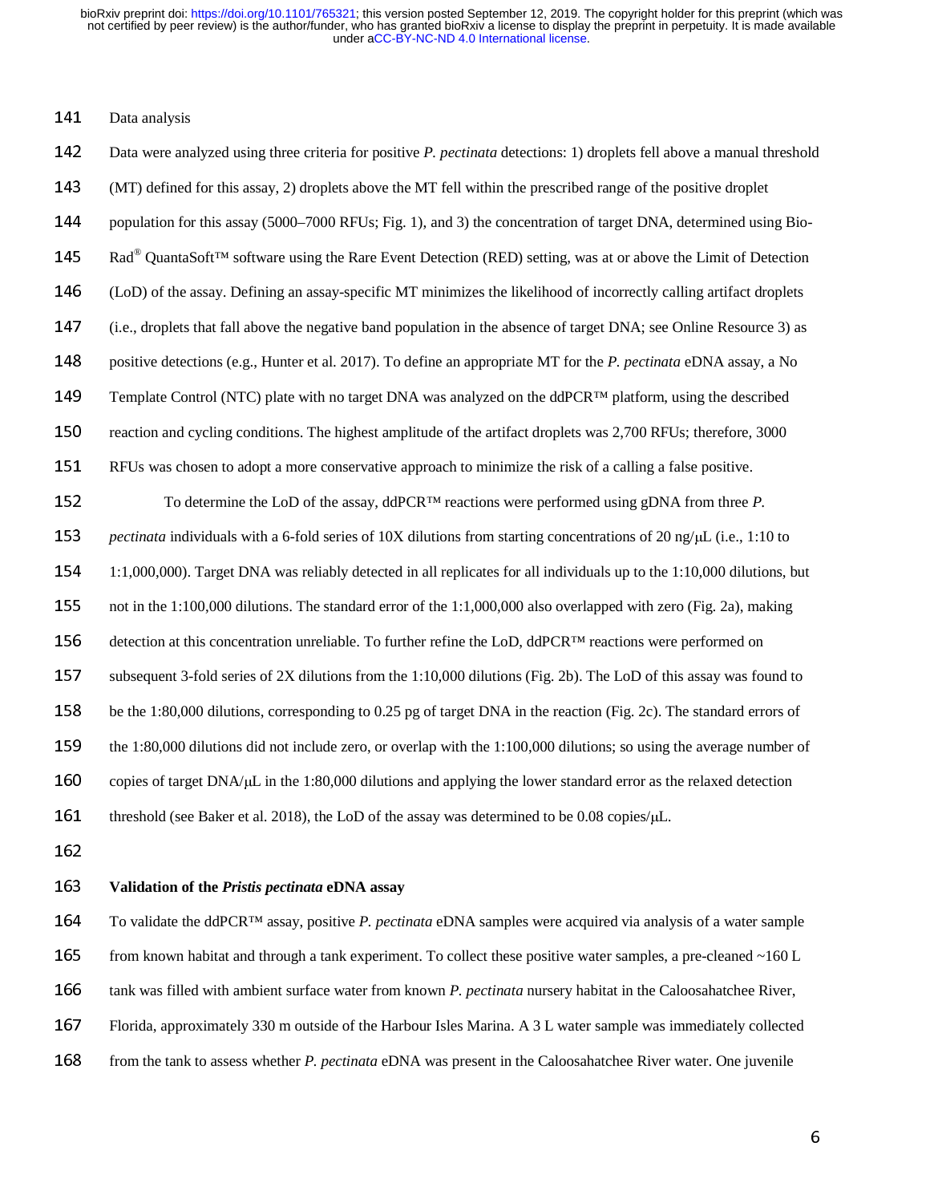Data analysis

Data were analyzed using three criteria for positive *P. pectinata* detections: 1) droplets fell above a manual threshold (MT) defined for this assay, 2) droplets above the MT fell within the prescribed range of the positive droplet population for this assay (5000–7000 RFUs; Fig. 1), and 3) the concentration of target DNA, determined using Bio-Rad® QuantaSoft™ software using the Rare Event Detection (RED) setting, was at or above the Limit of Detection (LoD) of the assay. Defining an assay-specific MT minimizes the likelihood of incorrectly calling artifact droplets (i.e., droplets that fall above the negative band population in the absence of target DNA; see Online Resource 3) as positive detections (e.g., Hunter et al. 2017). To define an appropriate MT for the *P. pectinata* eDNA assay, a No Template Control (NTC) plate with no target DNA was analyzed on the ddPCR™ platform, using the described reaction and cycling conditions. The highest amplitude of the artifact droplets was 2,700 RFUs; therefore, 3000 RFUs was chosen to adopt a more conservative approach to minimize the risk of a calling a false positive.

To determine the LoD of the assay, ddPCR™ reactions were performed using gDNA from three *P. pectinata* individuals with a 6-fold series of 10X dilutions from starting concentrations of 20 ng/μL (i.e., 1:10 to 1:1,000,000). Target DNA was reliably detected in all replicates for all individuals up to the 1:10,000 dilutions, but not in the 1:100,000 dilutions. The standard error of the 1:1,000,000 also overlapped with zero (Fig. 2a), making detection at this concentration unreliable. To further refine the LoD, ddPCR™ reactions were performed on subsequent 3-fold series of 2X dilutions from the 1:10,000 dilutions (Fig. 2b). The LoD of this assay was found to be the 1:80,000 dilutions, corresponding to 0.25 pg of target DNA in the reaction (Fig. 2c). The standard errors of the 1:80,000 dilutions did not include zero, or overlap with the 1:100,000 dilutions; so using the average number of copies of target DNA/μL in the 1:80,000 dilutions and applying the lower standard error as the relaxed detection threshold (see Baker et al. 2018), the LoD of the assay was determined to be 0.08 copies/μL.

## Validation of the *Pristis pectinata* eDNA assay

To validate the ddPCR™ assay, positive *P. pectinata* eDNA samples were acquired via analysis of a water sample from known habitat and through a tank experiment. To collect these positive water samples, a pre-cleaned ~160 L tank was filled with ambient surface water from known *P. pectinata* nursery habitat in the Caloosahatchee River, Florida, approximately 330 m outside of the Harbour Isles Marina. A 3 L water sample was immediately collected from the tank to assess whether *P. pectinata* eDNA was present in the Caloosahatchee River water. One juvenile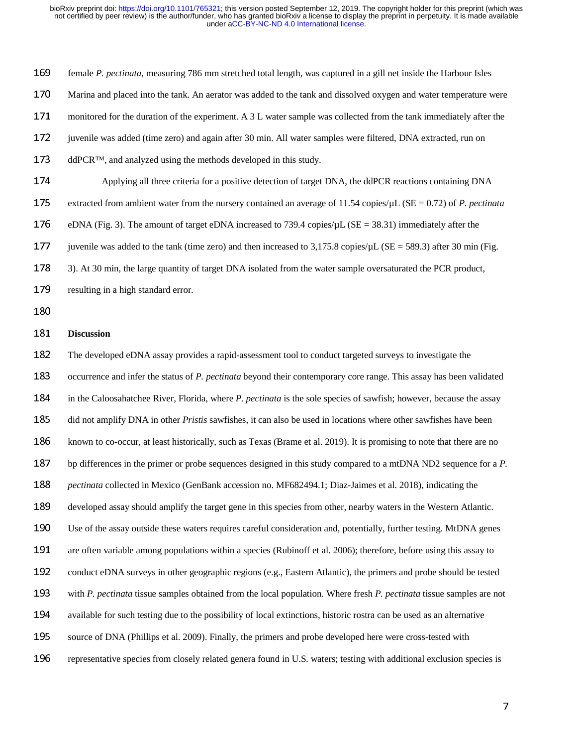female *P. pectinata*, measuring 786 mm stretched total length, was captured in a gill net inside the Harbour Isles Marina and placed into the tank. An aerator was added to the tank and dissolved oxygen and water temperature were monitored for the duration of the experiment. A 3 L water sample was collected from the tank immediately after the juvenile was added (time zero) and again after 30 min. All water samples were filtered, DNA extracted, run on ddPCR™, and analyzed using the methods developed in this study.

Applying all three criteria for a positive detection of target DNA, the ddPCR reactions containing DNA extracted from ambient water from the nursery contained an average of 11.54 copies/µL (SE = 0.72) of *P. pectinata* eDNA (Fig. 3). The amount of target eDNA increased to 739.4 copies/µL (SE = 38.31) immediately after the juvenile was added to the tank (time zero) and then increased to 3,175.8 copies/µL (SE = 589.3) after 30 min (Fig. 3). At 30 min, the large quantity of target DNA isolated from the water sample oversaturated the PCR product, resulting in a high standard error.

## Discussion

The developed eDNA assay provides a rapid-assessment tool to conduct targeted surveys to investigate the occurrence and infer the status of *P. pectinata* beyond their contemporary core range. This assay has been validated in the Caloosahatchee River, Florida, where *P. pectinata* is the sole species of sawfish; however, because the assay did not amplify DNA in other *Pristis* sawfishes, it can also be used in locations where other sawfishes have been known to co-occur, at least historically, such as Texas (Brame et al. 2019). It is promising to note that there are no bp differences in the primer or probe sequences designed in this study compared to a mtDNA ND2 sequence for a *P. pectinata* collected in Mexico (GenBank accession no. MF682494.1; Diaz-Jaimes et al. 2018), indicating the developed assay should amplify the target gene in this species from other, nearby waters in the Western Atlantic. Use of the assay outside these waters requires careful consideration and, potentially, further testing. MtDNA genes are often variable among populations within a species (Rubinoff et al. 2006); therefore, before using this assay to conduct eDNA surveys in other geographic regions (e.g., Eastern Atlantic), the primers and probe should be tested with *P. pectinata* tissue samples obtained from the local population. Where fresh *P. pectinata* tissue samples are not available for such testing due to the possibility of local extinctions, historic rostra can be used as an alternative source of DNA (Phillips et al. 2009). Finally, the primers and probe developed here were cross-tested with representative species from closely related genera found in U.S. waters; testing with additional exclusion species is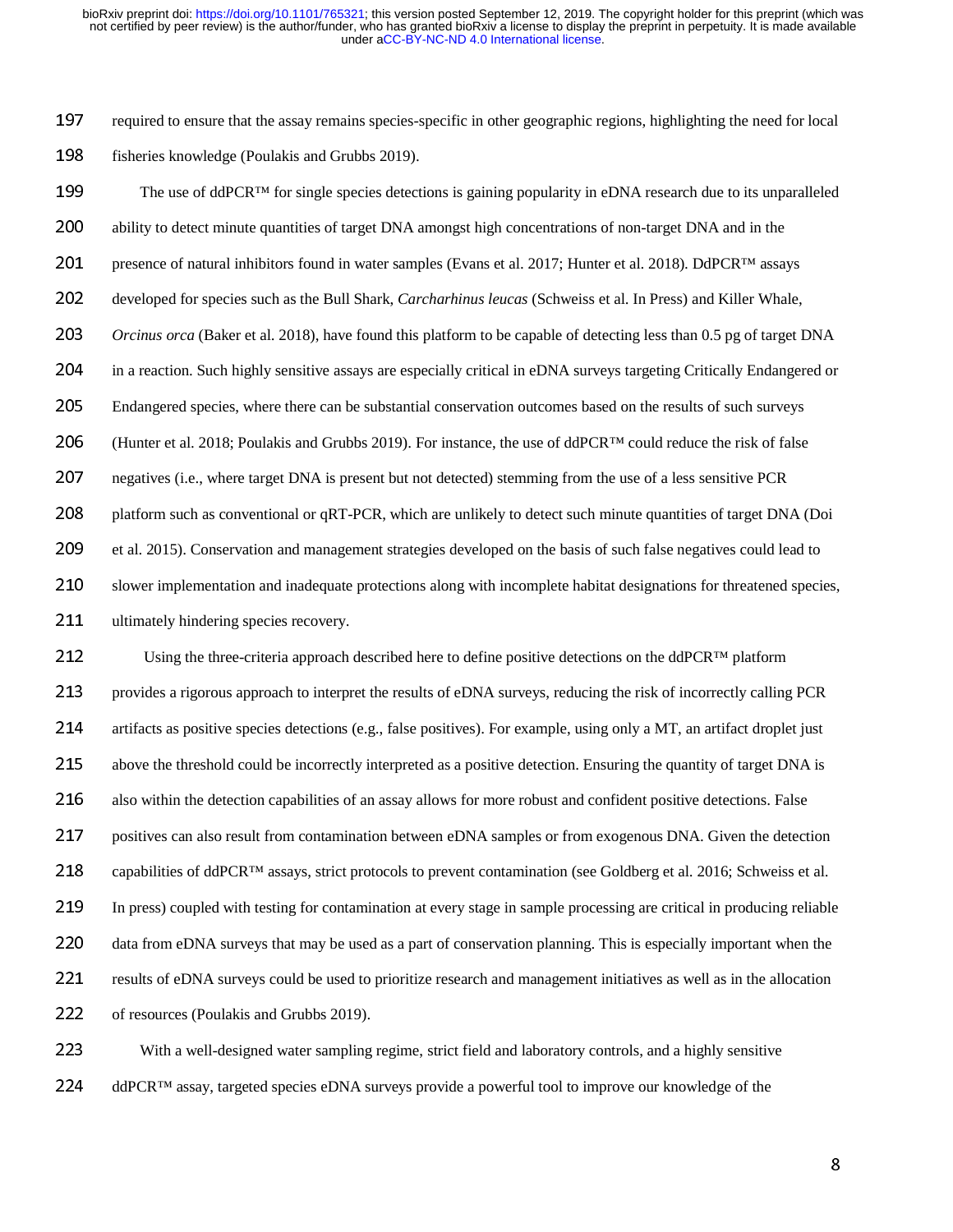required to ensure that the assay remains species-specific in other geographic regions, highlighting the need for local fisheries knowledge (Poulakis and Grubbs 2019).

The use of ddPCR™ for single species detections is gaining popularity in eDNA research due to its unparalleled ability to detect minute quantities of target DNA amongst high concentrations of non-target DNA and in the presence of natural inhibitors found in water samples (Evans et al. 2017; Hunter et al. 2018). DdPCR™ assays developed for species such as the Bull Shark, *Carcharhinus leucas* (Schweiss et al. In Press) and Killer Whale, *Orcinus orca* (Baker et al. 2018), have found this platform to be capable of detecting less than 0.5 pg of target DNA in a reaction. Such highly sensitive assays are especially critical in eDNA surveys targeting Critically Endangered or Endangered species, where there can be substantial conservation outcomes based on the results of such surveys (Hunter et al. 2018; Poulakis and Grubbs 2019). For instance, the use of ddPCR™ could reduce the risk of false negatives (i.e., where target DNA is present but not detected) stemming from the use of a less sensitive PCR platform such as conventional or qRT-PCR, which are unlikely to detect such minute quantities of target DNA (Doi et al. 2015). Conservation and management strategies developed on the basis of such false negatives could lead to slower implementation and inadequate protections along with incomplete habitat designations for threatened species, ultimately hindering species recovery.

Using the three-criteria approach described here to define positive detections on the ddPCR™ platform provides a rigorous approach to interpret the results of eDNA surveys, reducing the risk of incorrectly calling PCR artifacts as positive species detections (e.g., false positives). For example, using only a MT, an artifact droplet just above the threshold could be incorrectly interpreted as a positive detection. Ensuring the quantity of target DNA is also within the detection capabilities of an assay allows for more robust and confident positive detections. False positives can also result from contamination between eDNA samples or from exogenous DNA. Given the detection capabilities of ddPCR™ assays, strict protocols to prevent contamination (see Goldberg et al. 2016; Schweiss et al. In press) coupled with testing for contamination at every stage in sample processing are critical in producing reliable data from eDNA surveys that may be used as a part of conservation planning. This is especially important when the results of eDNA surveys could be used to prioritize research and management initiatives as well as in the allocation of resources (Poulakis and Grubbs 2019).

With a well-designed water sampling regime, strict field and laboratory controls, and a highly sensitive ddPCR™ assay, targeted species eDNA surveys provide a powerful tool to improve our knowledge of the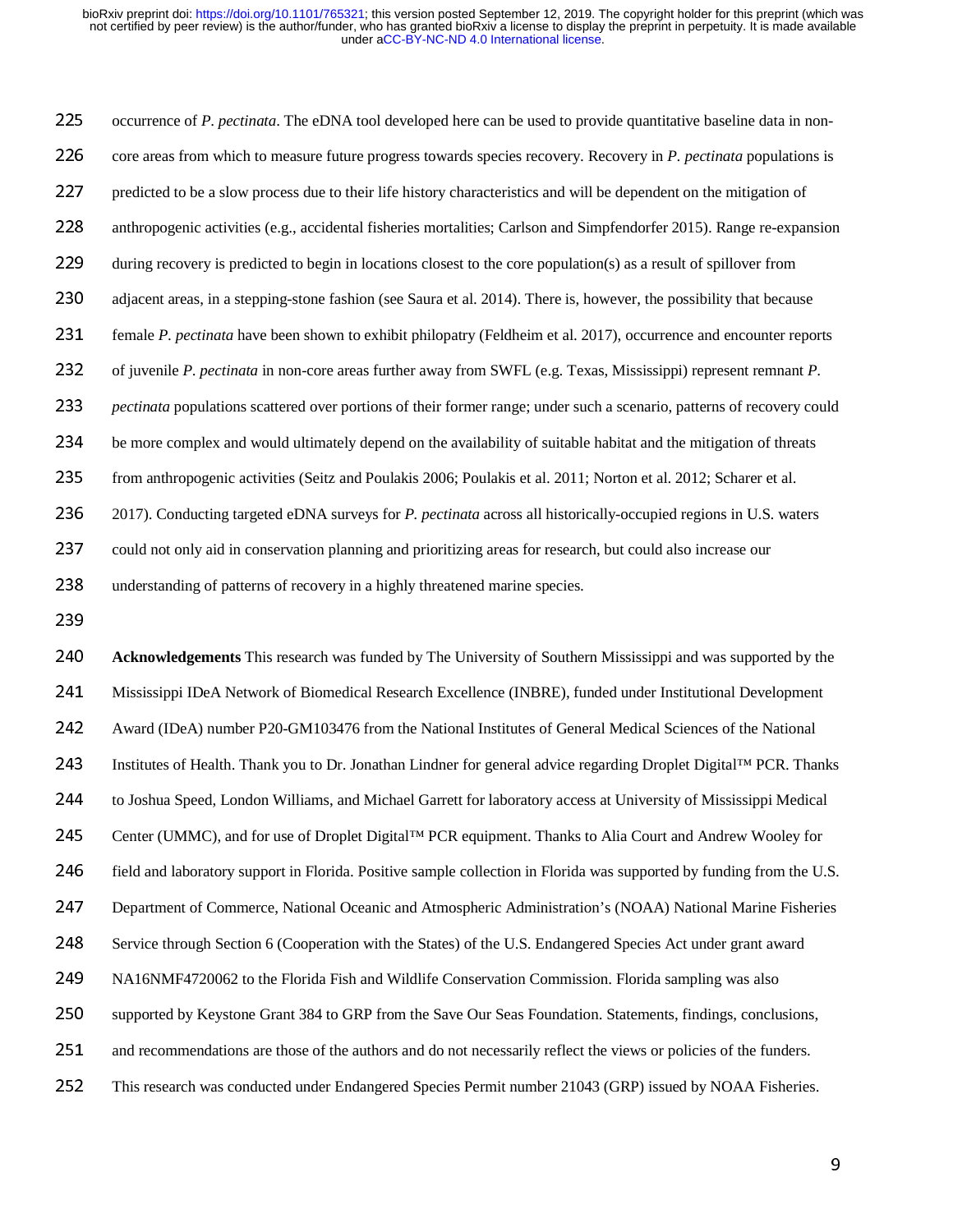occurrence of *P. pectinata*. The eDNA tool developed here can be used to provide quantitative baseline data in non-core areas from which to measure future progress towards species recovery. Recovery in *P. pectinata* populations is predicted to be a slow process due to their life history characteristics and will be dependent on the mitigation of anthropogenic activities (e.g., accidental fisheries mortalities; Carlson and Simpfendorfer 2015). Range re-expansion during recovery is predicted to begin in locations closest to the core population(s) as a result of spillover from adjacent areas, in a stepping-stone fashion (see Saura et al. 2014). There is, however, the possibility that because female *P. pectinata* have been shown to exhibit philopatry (Feldheim et al. 2017), occurrence and encounter reports of juvenile *P. pectinata* in non-core areas further away from SWFL (e.g. Texas, Mississippi) represent remnant *P. pectinata* populations scattered over portions of their former range; under such a scenario, patterns of recovery could be more complex and would ultimately depend on the availability of suitable habitat and the mitigation of threats from anthropogenic activities (Seitz and Poulakis 2006; Poulakis et al. 2011; Norton et al. 2012; Scharer et al. 2017). Conducting targeted eDNA surveys for *P. pectinata* across all historically-occupied regions in U.S. waters could not only aid in conservation planning and prioritizing areas for research, but could also increase our understanding of patterns of recovery in a highly threatened marine species.

**Acknowledgements** This research was funded by The University of Southern Mississippi and was supported by the Mississippi IDeA Network of Biomedical Research Excellence (INBRE), funded under Institutional Development Award (IDeA) number P20-GM103476 from the National Institutes of General Medical Sciences of the National Institutes of Health. Thank you to Dr. Jonathan Lindner for general advice regarding Droplet Digital™ PCR. Thanks to Joshua Speed, London Williams, and Michael Garrett for laboratory access at University of Mississippi Medical Center (UMMC), and for use of Droplet Digital™ PCR equipment. Thanks to Alia Court and Andrew Wooley for field and laboratory support in Florida. Positive sample collection in Florida was supported by funding from the U.S. Department of Commerce, National Oceanic and Atmospheric Administration's (NOAA) National Marine Fisheries Service through Section 6 (Cooperation with the States) of the U.S. Endangered Species Act under grant award NA16NMF4720062 to the Florida Fish and Wildlife Conservation Commission. Florida sampling was also supported by Keystone Grant 384 to GRP from the Save Our Seas Foundation. Statements, findings, conclusions, and recommendations are those of the authors and do not necessarily reflect the views or policies of the funders. This research was conducted under Endangered Species Permit number 21043 (GRP) issued by NOAA Fisheries.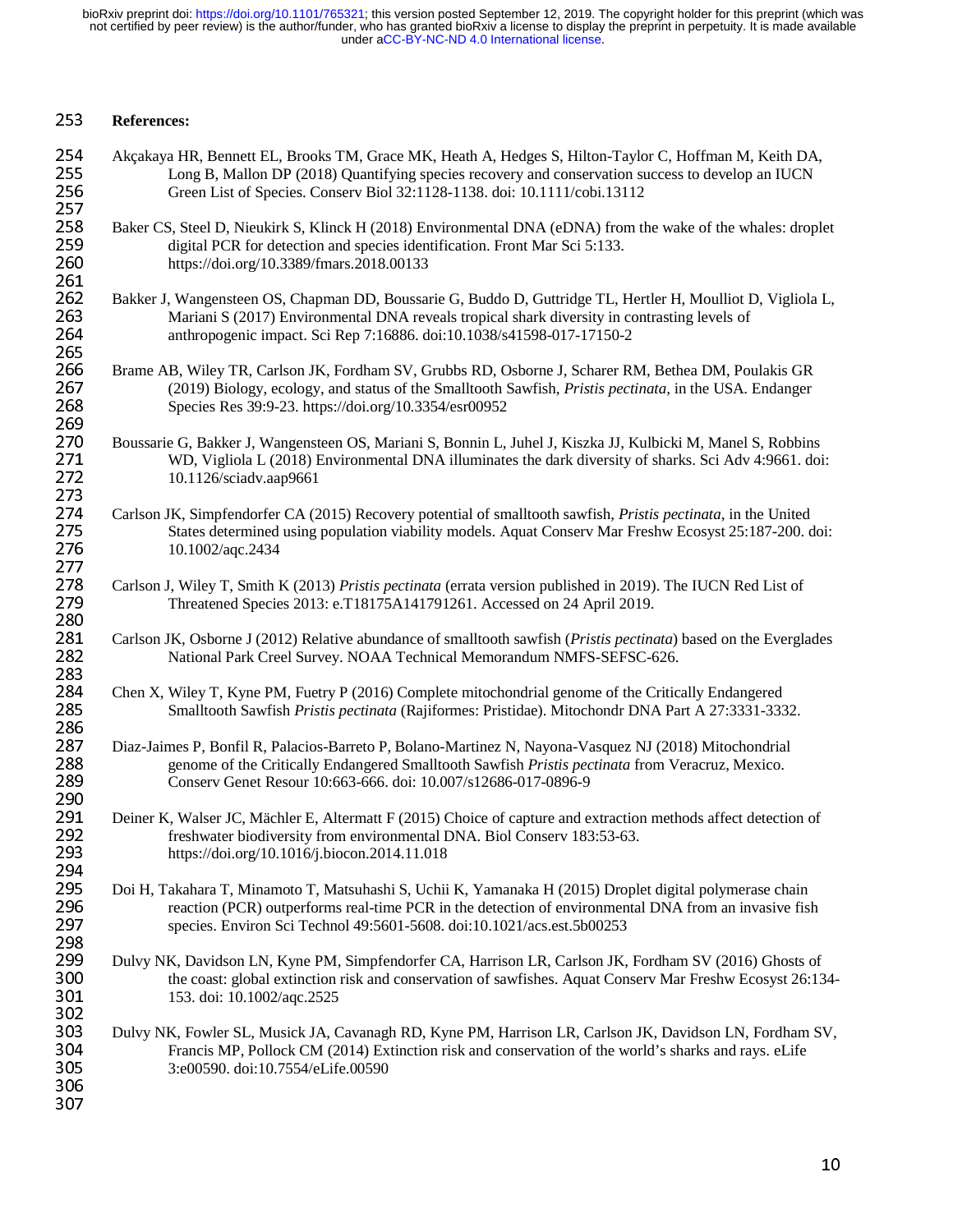**References:**

Akçakaya HR, Bennett EL, Brooks TM, Grace MK, Heath A, Hedges S, Hilton-Taylor C, Hoffman M, Keith DA, Long B, Mallon DP (2018) Quantifying species recovery and conservation success to develop an IUCN Green List of Species. Conserv Biol 32:1128-1138. doi: 10.1111/cobi.13112

Baker CS, Steel D, Nieukirk S, Klinck H (2018) Environmental DNA (eDNA) from the wake of the whales: droplet digital PCR for detection and species identification. Front Mar Sci 5:133. https://doi.org/10.3389/fmars.2018.00133

Bakker J, Wangensteen OS, Chapman DD, Boussarie G, Buddo D, Guttridge TL, Hertler H, Moulliot D, Vigliola L, Mariani S (2017) Environmental DNA reveals tropical shark diversity in contrasting levels of anthropogenic impact. Sci Rep 7:16886. doi:10.1038/s41598-017-17150-2

Brame AB, Wiley TR, Carlson JK, Fordham SV, Grubbs RD, Osborne J, Scharer RM, Bethea DM, Poulakis GR (2019) Biology, ecology, and status of the Smalltooth Sawfish, *Pristis pectinata*, in the USA. Endanger Species Res 39:9-23. https://doi.org/10.3354/esr00952

Boussarie G, Bakker J, Wangensteen OS, Mariani S, Bonnin L, Juhel J, Kiszka JJ, Kulbicki M, Manel S, Robbins WD, Vigliola L (2018) Environmental DNA illuminates the dark diversity of sharks. Sci Adv 4:9661. doi: 10.1126/sciadv.aap9661

Carlson JK, Simpfendorfer CA (2015) Recovery potential of smalltooth sawfish, *Pristis pectinata*, in the United States determined using population viability models. Aquat Conserv Mar Freshw Ecosyst 25:187-200. doi: 10.1002/aqc.2434

Carlson J, Wiley T, Smith K (2013) *Pristis pectinata* (errata version published in 2019). The IUCN Red List of Threatened Species 2013: e.T18175A141791261. Accessed on 24 April 2019.

Carlson JK, Osborne J (2012) Relative abundance of smalltooth sawfish (*Pristis pectinata*) based on the Everglades National Park Creel Survey. NOAA Technical Memorandum NMFS-SEFSC-626.

Chen X, Wiley T, Kyne PM, Fuetry P (2016) Complete mitochondrial genome of the Critically Endangered Smalltooth Sawfish *Pristis pectinata* (Rajiformes: Pristidae). Mitochondr DNA Part A 27:3331-3332.

Diaz-Jaimes P, Bonfil R, Palacios-Barreto P, Bolano-Martinez N, Nayona-Vasquez NJ (2018) Mitochondrial genome of the Critically Endangered Smalltooth Sawfish *Pristis pectinata* from Veracruz, Mexico. Conserv Genet Resour 10:663-666. doi: 10.007/s12686-017-0896-9

Deiner K, Walser JC, Mächler E, Altermatt F (2015) Choice of capture and extraction methods affect detection of freshwater biodiversity from environmental DNA. Biol Conserv 183:53-63. https://doi.org/10.1016/j.biocon.2014.11.018

Doi H, Takahara T, Minamoto T, Matsuhashi S, Uchii K, Yamanaka H (2015) Droplet digital polymerase chain reaction (PCR) outperforms real-time PCR in the detection of environmental DNA from an invasive fish species. Environ Sci Technol 49:5601-5608. doi:10.1021/acs.est.5b00253

Dulvy NK, Davidson LN, Kyne PM, Simpfendorfer CA, Harrison LR, Carlson JK, Fordham SV (2016) Ghosts of the coast: global extinction risk and conservation of sawfishes. Aquat Conserv Mar Freshw Ecosyst 26:134-153. doi: 10.1002/aqc.2525

Dulvy NK, Fowler SL, Musick JA, Cavanagh RD, Kyne PM, Harrison LR, Carlson JK, Davidson LN, Fordham SV, Francis MP, Pollock CM (2014) Extinction risk and conservation of the world's sharks and rays. eLife 3:e00590. doi:10.7554/eLife.00590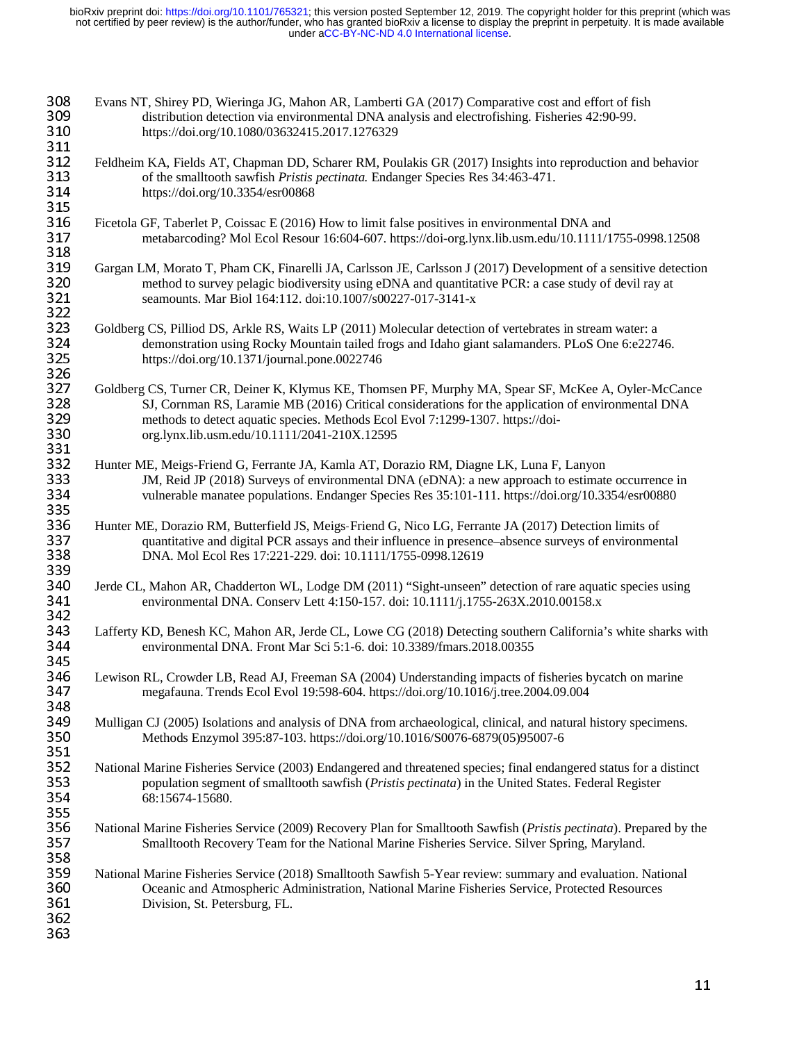Evans NT, Shirey PD, Wieringa JG, Mahon AR, Lamberti GA (2017) Comparative cost and effort of fish distribution detection via environmental DNA analysis and electrofishing. Fisheries 42:90-99. https://doi.org/10.1080/03632415.2017.1276329

Feldheim KA, Fields AT, Chapman DD, Scharer RM, Poulakis GR (2017) Insights into reproduction and behavior of the smalltooth sawfish *Pristis pectinata.* Endanger Species Res 34:463-471. https://doi.org/10.3354/esr00868

Ficetola GF, Taberlet P, Coissac E (2016) How to limit false positives in environmental DNA and metabarcoding? Mol Ecol Resour 16:604-607. https://doi-org.lynx.lib.usm.edu/10.1111/1755-0998.12508

Gargan LM, Morato T, Pham CK, Finarelli JA, Carlsson JE, Carlsson J (2017) Development of a sensitive detection method to survey pelagic biodiversity using eDNA and quantitative PCR: a case study of devil ray at seamounts. Mar Biol 164:112. doi:10.1007/s00227-017-3141-x

Goldberg CS, Pilliod DS, Arkle RS, Waits LP (2011) Molecular detection of vertebrates in stream water: a demonstration using Rocky Mountain tailed frogs and Idaho giant salamanders. PLoS One 6:e22746. https://doi.org/10.1371/journal.pone.0022746

Goldberg CS, Turner CR, Deiner K, Klymus KE, Thomsen PF, Murphy MA, Spear SF, McKee A, Oyler-McCance SJ, Cornman RS, Laramie MB (2016) Critical considerations for the application of environmental DNA methods to detect aquatic species. Methods Ecol Evol 7:1299-1307. https://doi-org.lynx.lib.usm.edu/10.1111/2041-210X.12595

Hunter ME, Meigs-Friend G, Ferrante JA, Kamla AT, Dorazio RM, Diagne LK, Luna F, Lanyon JM, Reid JP (2018) Surveys of environmental DNA (eDNA): a new approach to estimate occurrence in vulnerable manatee populations. Endanger Species Res 35:101-111. https://doi.org/10.3354/esr00880

Hunter ME, Dorazio RM, Butterfield JS, Meigs-Friend G, Nico LG, Ferrante JA (2017) Detection limits of quantitative and digital PCR assays and their influence in presence–absence surveys of environmental DNA. Mol Ecol Res 17:221-229. doi: 10.1111/1755-0998.12619

Jerde CL, Mahon AR, Chadderton WL, Lodge DM (2011) "Sight-unseen" detection of rare aquatic species using environmental DNA. Conserv Lett 4:150-157. doi: 10.1111/j.1755-263X.2010.00158.x

Lafferty KD, Benesh KC, Mahon AR, Jerde CL, Lowe CG (2018) Detecting southern California's white sharks with environmental DNA. Front Mar Sci 5:1-6. doi: 10.3389/fmars.2018.00355

Lewison RL, Crowder LB, Read AJ, Freeman SA (2004) Understanding impacts of fisheries bycatch on marine megafauna. Trends Ecol Evol 19:598-604. https://doi.org/10.1016/j.tree.2004.09.004

Mulligan CJ (2005) Isolations and analysis of DNA from archaeological, clinical, and natural history specimens. Methods Enzymol 395:87-103. https://doi.org/10.1016/S0076-6879(05)95007-6

National Marine Fisheries Service (2003) Endangered and threatened species; final endangered status for a distinct population segment of smalltooth sawfish (*Pristis pectinata*) in the United States. Federal Register 68:15674-15680.

National Marine Fisheries Service (2009) Recovery Plan for Smalltooth Sawfish (*Pristis pectinata*). Prepared by the Smalltooth Recovery Team for the National Marine Fisheries Service. Silver Spring, Maryland.

National Marine Fisheries Service (2018) Smalltooth Sawfish 5-Year review: summary and evaluation. National Oceanic and Atmospheric Administration, National Marine Fisheries Service, Protected Resources Division, St. Petersburg, FL.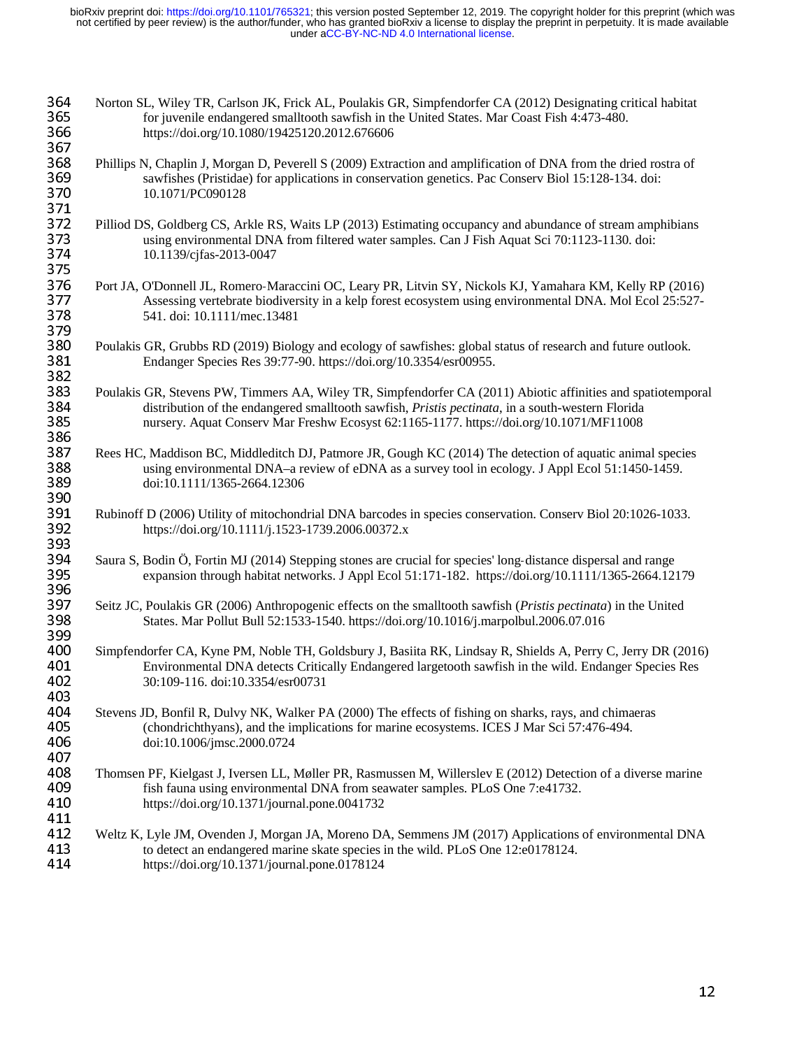Norton SL, Wiley TR, Carlson JK, Frick AL, Poulakis GR, Simpfendorfer CA (2012) Designating critical habitat for juvenile endangered smalltooth sawfish in the United States. Mar Coast Fish 4:473-480. https://doi.org/10.1080/19425120.2012.676606

Phillips N, Chaplin J, Morgan D, Peverell S (2009) Extraction and amplification of DNA from the dried rostra of sawfishes (Pristidae) for applications in conservation genetics. Pac Conserv Biol 15:128-134. doi: 10.1071/PC090128

Pilliod DS, Goldberg CS, Arkle RS, Waits LP (2013) Estimating occupancy and abundance of stream amphibians using environmental DNA from filtered water samples. Can J Fish Aquat Sci 70:1123-1130. doi: 10.1139/cjfas-2013-0047

Port JA, O'Donnell JL, Romero-Maraccini OC, Leary PR, Litvin SY, Nickols KJ, Yamahara KM, Kelly RP (2016) Assessing vertebrate biodiversity in a kelp forest ecosystem using environmental DNA. Mol Ecol 25:527-541. doi: 10.1111/mec.13481

Poulakis GR, Grubbs RD (2019) Biology and ecology of sawfishes: global status of research and future outlook. Endanger Species Res 39:77-90. https://doi.org/10.3354/esr00955.

Poulakis GR, Stevens PW, Timmers AA, Wiley TR, Simpfendorfer CA (2011) Abiotic affinities and spatiotemporal distribution of the endangered smalltooth sawfish, *Pristis pectinata*, in a south-western Florida nursery. Aquat Conserv Mar Freshw Ecosyst 62:1165-1177. https://doi.org/10.1071/MF11008

Rees HC, Maddison BC, Middleditch DJ, Patmore JR, Gough KC (2014) The detection of aquatic animal species using environmental DNA–a review of eDNA as a survey tool in ecology. J Appl Ecol 51:1450-1459. doi:10.1111/1365-2664.12306

Rubinoff D (2006) Utility of mitochondrial DNA barcodes in species conservation. Conserv Biol 20:1026-1033. https://doi.org/10.1111/j.1523-1739.2006.00372.x

Saura S, Bodin Ö, Fortin MJ (2014) Stepping stones are crucial for species' long-distance dispersal and range expansion through habitat networks. J Appl Ecol 51:171-182. https://doi.org/10.1111/1365-2664.12179

Seitz JC, Poulakis GR (2006) Anthropogenic effects on the smalltooth sawfish (*Pristis pectinata*) in the United States. Mar Pollut Bull 52:1533-1540. https://doi.org/10.1016/j.marpolbul.2006.07.016

Simpfendorfer CA, Kyne PM, Noble TH, Goldsbury J, Basiita RK, Lindsay R, Shields A, Perry C, Jerry DR (2016) Environmental DNA detects Critically Endangered largetooth sawfish in the wild. Endanger Species Res 30:109-116. doi:10.3354/esr00731

Stevens JD, Bonfil R, Dulvy NK, Walker PA (2000) The effects of fishing on sharks, rays, and chimaeras (chondrichthyans), and the implications for marine ecosystems. ICES J Mar Sci 57:476-494. doi:10.1006/jmsc.2000.0724

Thomsen PF, Kielgast J, Iversen LL, Møller PR, Rasmussen M, Willerslev E (2012) Detection of a diverse marine fish fauna using environmental DNA from seawater samples. PLoS One 7:e41732. https://doi.org/10.1371/journal.pone.0041732

Weltz K, Lyle JM, Ovenden J, Morgan JA, Moreno DA, Semmens JM (2017) Applications of environmental DNA to detect an endangered marine skate species in the wild. PLoS One 12:e0178124. https://doi.org/10.1371/journal.pone.0178124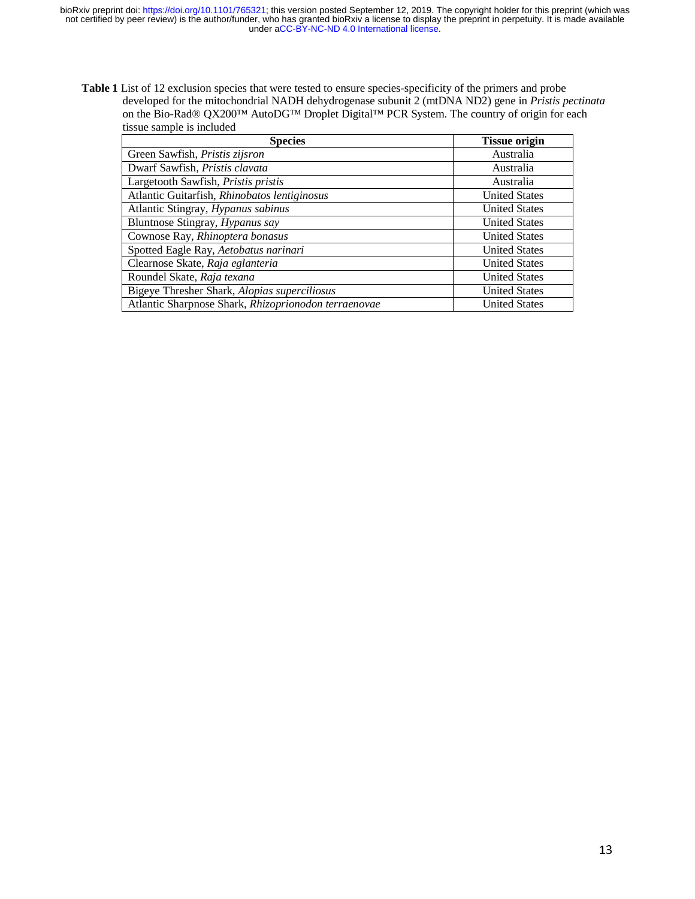**Table 1** List of 12 exclusion species that were tested to ensure species-specificity of the primers and probe developed for the mitochondrial NADH dehydrogenase subunit 2 (mtDNA ND2) gene in *Pristis pectinata* on the Bio-Rad® QX200™ AutoDG™ Droplet Digital™ PCR System. The country of origin for each tissue sample is included

| Species | Tissue origin |
|---|---|
| Green Sawfish, *Pristis zijsron* | Australia |
| Dwarf Sawfish, *Pristis clavata* | Australia |
| Largetooth Sawfish, *Pristis pristis* | Australia |
| Atlantic Guitarfish, *Rhinobatos lentiginosus* | United States |
| Atlantic Stingray, *Hypanus sabinus* | United States |
| Bluntnose Stingray, *Hypanus say* | United States |
| Cownose Ray, *Rhinoptera bonasus* | United States |
| Spotted Eagle Ray, *Aetobatus narinari* | United States |
| Clearnose Skate, *Raja eglanteria* | United States |
| Roundel Skate, *Raja texana* | United States |
| Bigeye Thresher Shark, *Alopias superciliosus* | United States |
| Atlantic Sharpnose Shark, *Rhizoprionodon terraenovae* | United States |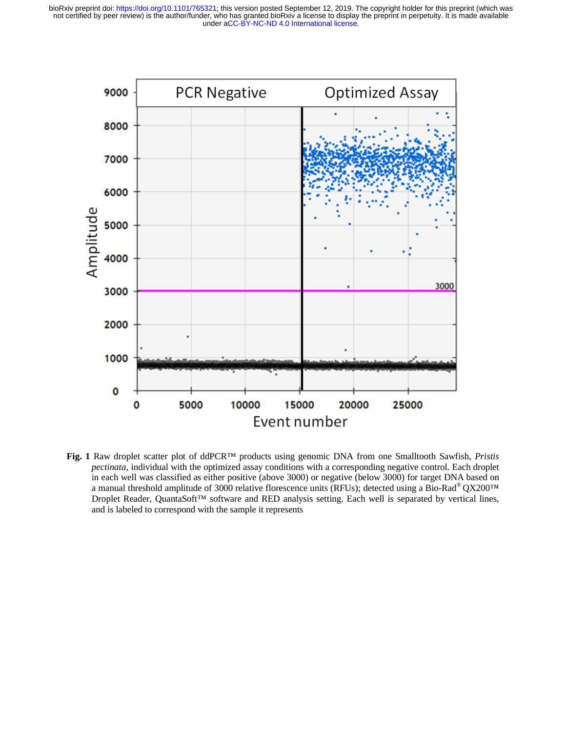**Fig. 1** Raw droplet scatter plot of ddPCR™ products using genomic DNA from one Smalltooth Sawfish, *Pristis pectinata,* individual with the optimized assay conditions with a corresponding negative control. Each droplet in each well was classified as either positive (above 3000) or negative (below 3000) for target DNA based on a manual threshold amplitude of 3000 relative florescence units (RFUs); detected using a Bio-Rad® QX200™ Droplet Reader, QuantaSoft™ software and RED analysis setting. Each well is separated by vertical lines, and is labeled to correspond with the sample it represents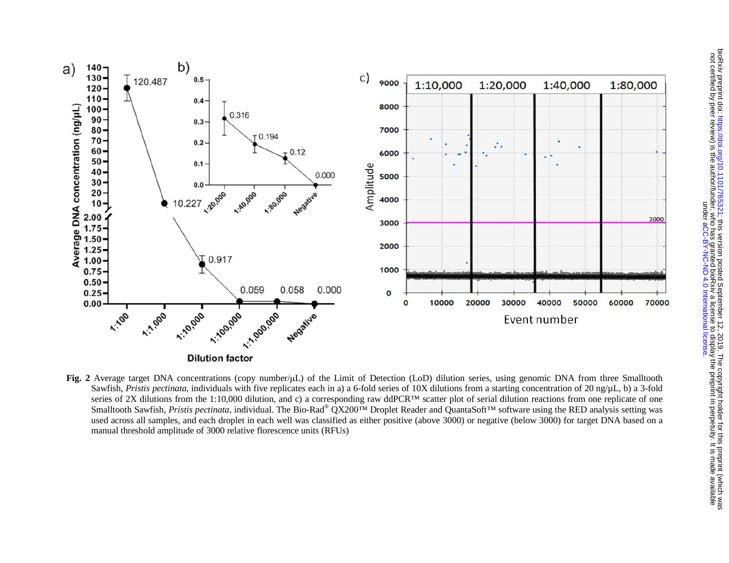**Fig. 2** Average target DNA concentrations (copy number/μL) of the Limit of Detection (LoD) dilution series, using genomic DNA from three Smalltooth Sawfish, *Pristis pectinata,* individuals with five replicates each in a) a 6-fold series of 10X dilutions from a starting concentration of 20 ng/μL, b) a 3-fold series of 2X dilutions from the 1:10,000 dilution, and c) a corresponding raw ddPCR™ scatter plot of serial dilution reactions from one replicate of one Smalltooth Sawfish, *Pristis pectinata*, individual. The Bio-Rad® QX200™ Droplet Reader and QuantaSoft™ software using the RED analysis setting was used across all samples, and each droplet in each well was classified as either positive (above 3000) or negative (below 3000) for target DNA based on a manual threshold amplitude of 3000 relative florescence units (RFUs)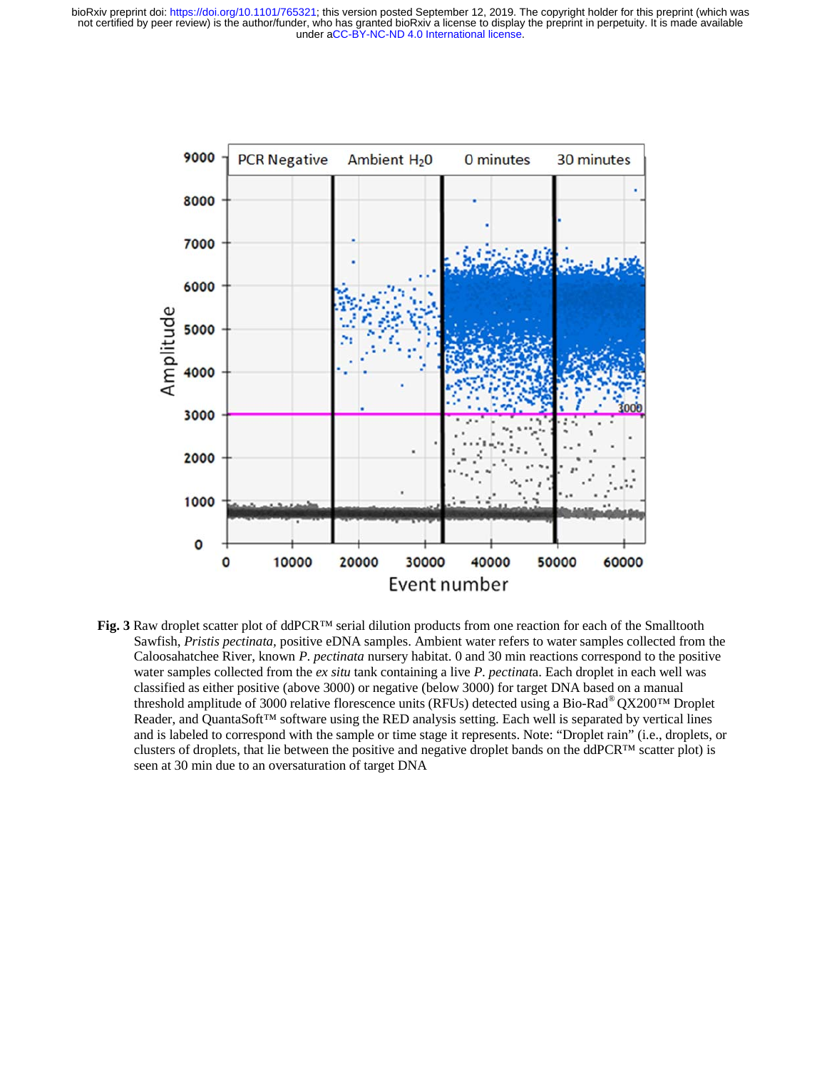9000
8000
7000
6000
5000
4000
3000
2000
1000
0

Amplitude

PCR Negative
Ambient $H_2O$
0 minutes
30 minutes

3000

0
10000
20000
30000
40000
50000
60000

Event number

**Fig. 3** Raw droplet scatter plot of ddPCR™ serial dilution products from one reaction for each of the Smalltooth Sawfish, *Pristis pectinata*, positive eDNA samples. Ambient water refers to water samples collected from the Caloosahatchee River, known *P. pectinata* nursery habitat. 0 and 30 min reactions correspond to the positive water samples collected from the *ex situ* tank containing a live *P. pectinata*. Each droplet in each well was classified as either positive (above 3000) or negative (below 3000) for target DNA based on a manual threshold amplitude of 3000 relative florescence units (RFUs) detected using a Bio-Rad® QX200™ Droplet Reader, and QuantaSoft™ software using the RED analysis setting. Each well is separated by vertical lines and is labeled to correspond with the sample or time stage it represents. Note: "Droplet rain" (i.e., droplets, or clusters of droplets, that lie between the positive and negative droplet bands on the ddPCR™ scatter plot) is seen at 30 min due to an oversaturation of target DNA